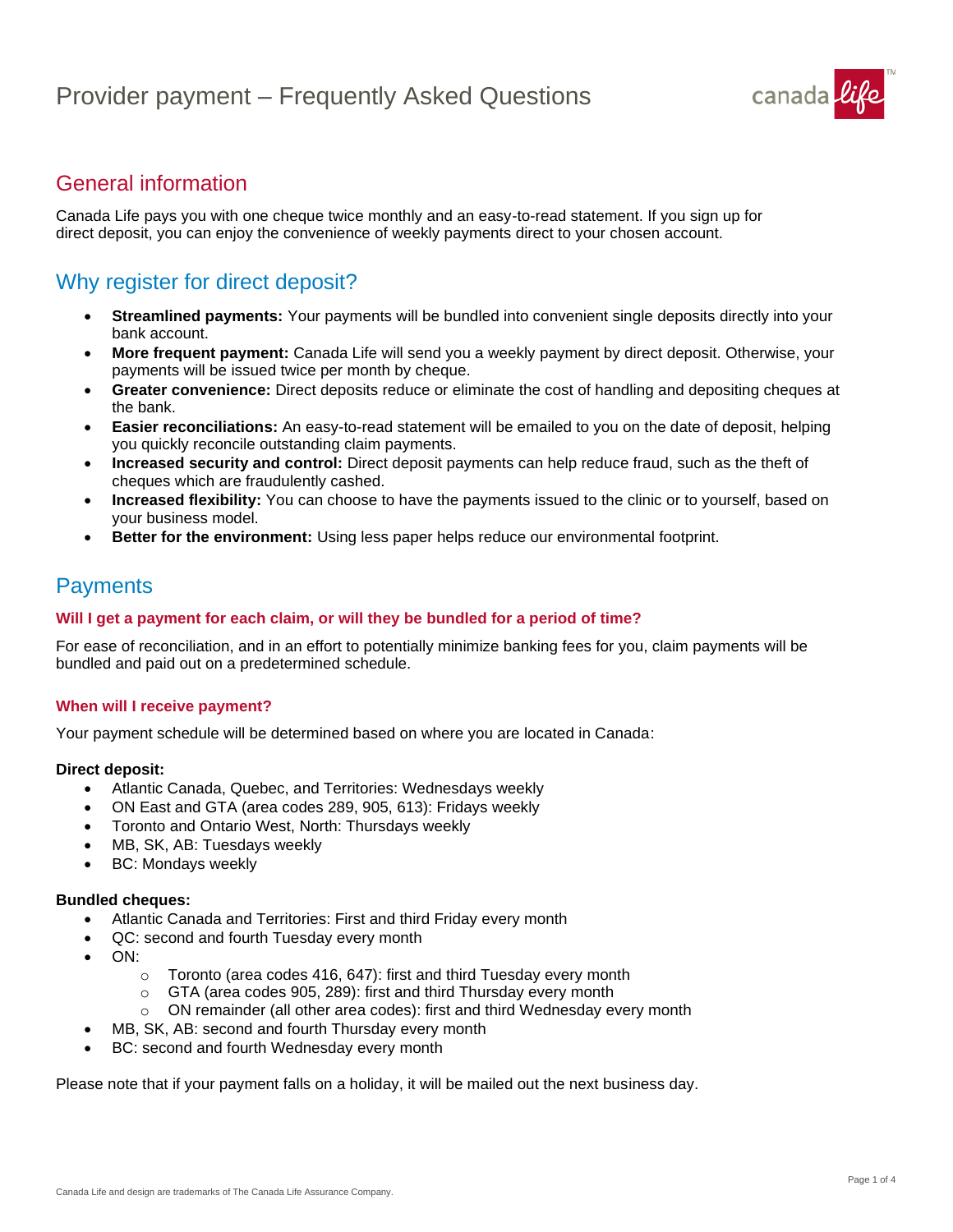# Provider payment – Frequently Asked Questions

## General information

Canada Life pays you with one cheque twice monthly and an easy-to-read statement. If you sign up for direct deposit, you can enjoy the convenience of weekly payments direct to your chosen account.

## Why register for direct deposit?

- **Streamlined payments:** Your payments will be bundled into convenient single deposits directly into your bank account.
- **More frequent payment:** Canada Life will send you a weekly payment by direct deposit. Otherwise, your payments will be issued twice per month by cheque.
- **Greater convenience:** Direct deposits reduce or eliminate the cost of handling and depositing cheques at the bank.
- **Easier reconciliations:** An easy-to-read statement will be emailed to you on the date of deposit, helping you quickly reconcile outstanding claim payments.
- **Increased security and control:** Direct deposit payments can help reduce fraud, such as the theft of cheques which are fraudulently cashed.
- **Increased flexibility:** You can choose to have the payments issued to the clinic or to yourself, based on your business model.
- **Better for the environment:** Using less paper helps reduce our environmental footprint.

## Payments

### Will I get a payment for each claim, or will they be bundled for a period of time?

For ease of reconciliation, and in an effort to potentially minimize banking fees for you, claim payments will be bundled and paid out on a predetermined schedule.

### When will I receive payment?

Your payment schedule will be determined based on where you are located in Canada:

**Direct deposit:**

- Atlantic Canada, Quebec, and Territories: Wednesdays weekly
- ON East and GTA (area codes 289, 905, 613): Fridays weekly
- Toronto and Ontario West, North: Thursdays weekly
- MB, SK, AB: Tuesdays weekly
- BC: Mondays weekly

**Bundled cheques:**

- Atlantic Canada and Territories: First and third Friday every month
- QC: second and fourth Tuesday every month
- ON:
  - Toronto (area codes 416, 647): first and third Tuesday every month
  - GTA (area codes 905, 289): first and third Thursday every month
  - ON remainder (all other area codes): first and third Wednesday every month
- MB, SK, AB: second and fourth Thursday every month
- BC: second and fourth Wednesday every month

Please note that if your payment falls on a holiday, it will be mailed out the next business day.

Canada Life and design are trademarks of The Canada Life Assurance Company.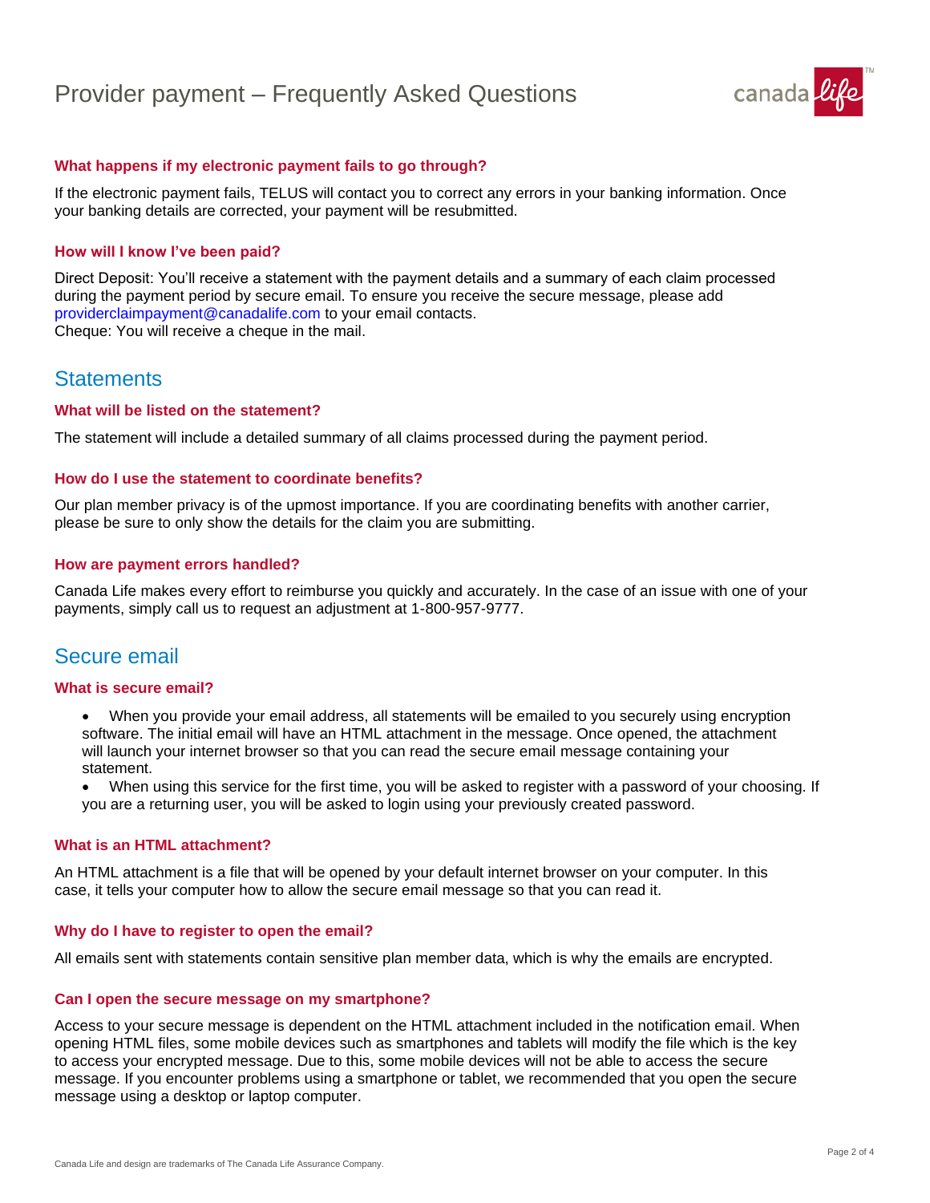### What happens if my electronic payment fails to go through?

If the electronic payment fails, TELUS will contact you to correct any errors in your banking information. Once your banking details are corrected, your payment will be resubmitted.

### How will I know I've been paid?

Direct Deposit: You'll receive a statement with the payment details and a summary of each claim processed during the payment period by secure email. To ensure you receive the secure message, please add providerclaimpayment@canadalife.com to your email contacts.
Cheque: You will receive a cheque in the mail.

## Statements

### What will be listed on the statement?

The statement will include a detailed summary of all claims processed during the payment period.

### How do I use the statement to coordinate benefits?

Our plan member privacy is of the upmost importance. If you are coordinating benefits with another carrier, please be sure to only show the details for the claim you are submitting.

### How are payment errors handled?

Canada Life makes every effort to reimburse you quickly and accurately. In the case of an issue with one of your payments, simply call us to request an adjustment at 1-800-957-9777.

## Secure email

### What is secure email?

- When you provide your email address, all statements will be emailed to you securely using encryption software. The initial email will have an HTML attachment in the message. Once opened, the attachment will launch your internet browser so that you can read the secure email message containing your statement.
- When using this service for the first time, you will be asked to register with a password of your choosing. If you are a returning user, you will be asked to login using your previously created password.

### What is an HTML attachment?

An HTML attachment is a file that will be opened by your default internet browser on your computer. In this case, it tells your computer how to allow the secure email message so that you can read it.

### Why do I have to register to open the email?

All emails sent with statements contain sensitive plan member data, which is why the emails are encrypted.

### Can I open the secure message on my smartphone?

Access to your secure message is dependent on the HTML attachment included in the notification email. When opening HTML files, some mobile devices such as smartphones and tablets will modify the file which is the key to access your encrypted message. Due to this, some mobile devices will not be able to access the secure message. If you encounter problems using a smartphone or tablet, we recommended that you open the secure message using a desktop or laptop computer.

Canada Life and design are trademarks of The Canada Life Assurance Company.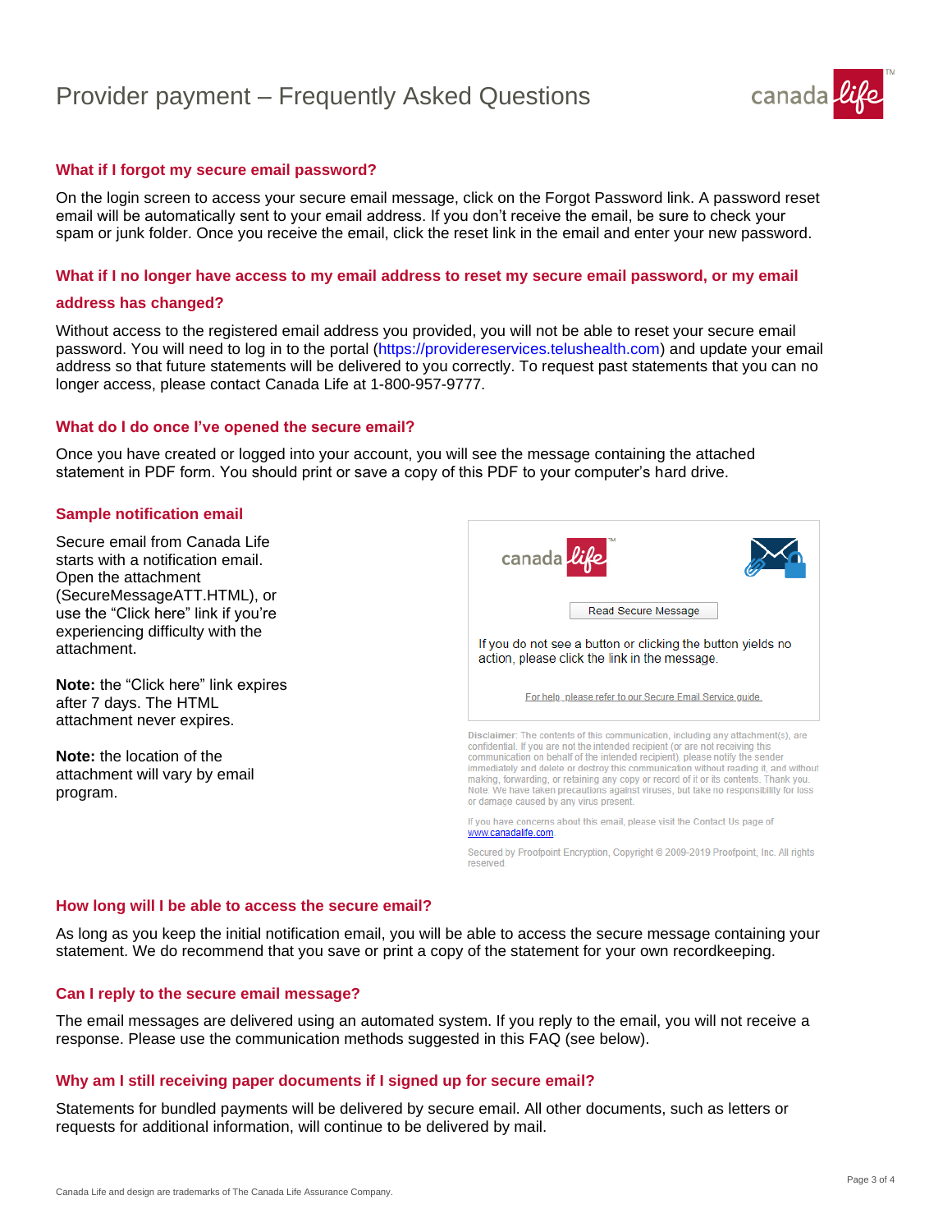# Provider payment – Frequently Asked Questions

## What if I forgot my secure email password?

On the login screen to access your secure email message, click on the Forgot Password link. A password reset email will be automatically sent to your email address. If you don't receive the email, be sure to check your spam or junk folder. Once you receive the email, click the reset link in the email and enter your new password.

## What if I no longer have access to my email address to reset my secure email password, or my email address has changed?

Without access to the registered email address you provided, you will not be able to reset your secure email password. You will need to log in to the portal (https://providereservices.telushealth.com) and update your email address so that future statements will be delivered to you correctly. To request past statements that you can no longer access, please contact Canada Life at 1-800-957-9777.

## What do I do once I've opened the secure email?

Once you have created or logged into your account, you will see the message containing the attached statement in PDF form. You should print or save a copy of this PDF to your computer's hard drive.

## Sample notification email

Secure email from Canada Life starts with a notification email. Open the attachment (SecureMessageATT.HTML), or use the "Click here" link if you're experiencing difficulty with the attachment.

**Note:** the "Click here" link expires after 7 days. The HTML attachment never expires.

**Note:** the location of the attachment will vary by email program.

canada life

Read Secure Message

If you do not see a button or clicking the button yields no action, please click the link in the message.

For help, please refer to our Secure Email Service guide.

Disclaimer: The contents of this communication, including any attachment(s), are confidential. If you are not the intended recipient (or are not receiving this communication on behalf of the intended recipient), please notify the sender immediately and delete or destroy this communication without reading it, and without making, forwarding, or retaining any copy or record of it or its contents. Thank you. Note: We have taken precautions against viruses, but take no responsibility for loss or damage caused by any virus present.

If you have concerns about this email, please visit the Contact Us page of www.canadalife.com

Secured by Proofpoint Encryption, Copyright © 2009-2019 Proofpoint, Inc. All rights reserved.

## How long will I be able to access the secure email?

As long as you keep the initial notification email, you will be able to access the secure message containing your statement. We do recommend that you save or print a copy of the statement for your own recordkeeping.

## Can I reply to the secure email message?

The email messages are delivered using an automated system. If you reply to the email, you will not receive a response. Please use the communication methods suggested in this FAQ (see below).

## Why am I still receiving paper documents if I signed up for secure email?

Statements for bundled payments will be delivered by secure email. All other documents, such as letters or requests for additional information, will continue to be delivered by mail.

Canada Life and design are trademarks of The Canada Life Assurance Company.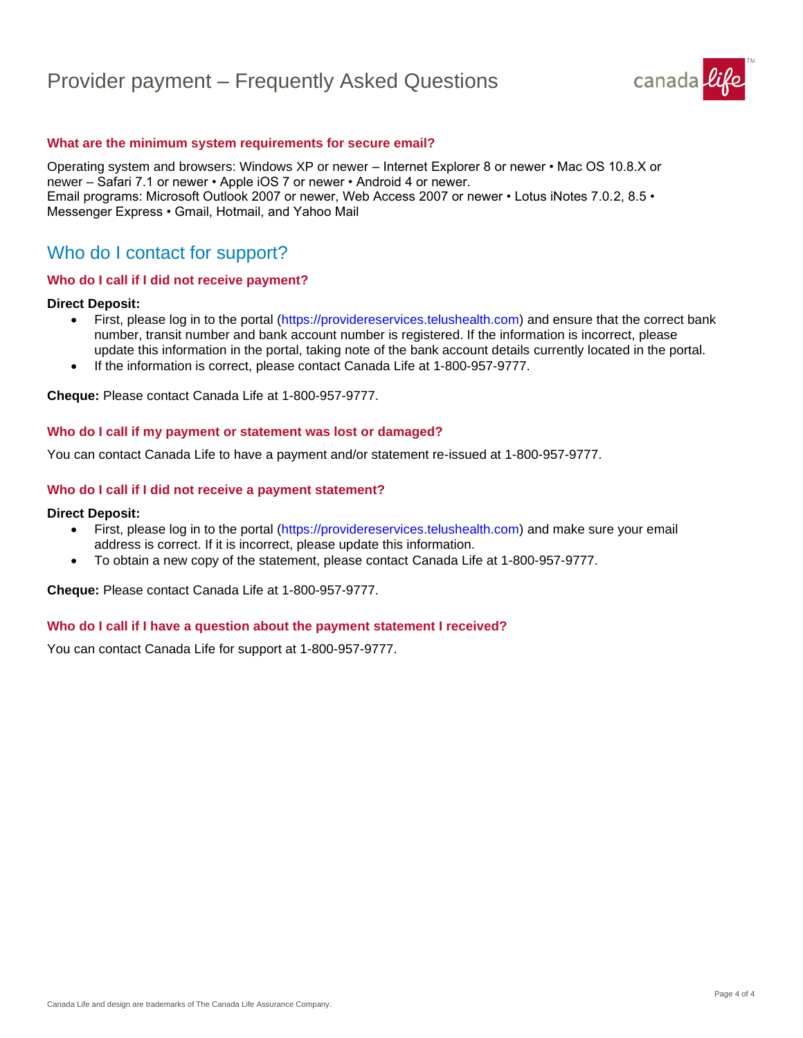#### What are the minimum system requirements for secure email?

Operating system and browsers: Windows XP or newer – Internet Explorer 8 or newer • Mac OS 10.8.X or newer – Safari 7.1 or newer • Apple iOS 7 or newer • Android 4 or newer.
Email programs: Microsoft Outlook 2007 or newer, Web Access 2007 or newer • Lotus iNotes 7.0.2, 8.5 • Messenger Express • Gmail, Hotmail, and Yahoo Mail

## Who do I contact for support?

#### Who do I call if I did not receive payment?

**Direct Deposit:**

- First, please log in to the portal (https://providereservices.telushealth.com) and ensure that the correct bank number, transit number and bank account number is registered. If the information is incorrect, please update this information in the portal, taking note of the bank account details currently located in the portal.
- If the information is correct, please contact Canada Life at 1-800-957-9777.

**Cheque:** Please contact Canada Life at 1-800-957-9777.

#### Who do I call if my payment or statement was lost or damaged?

You can contact Canada Life to have a payment and/or statement re-issued at 1-800-957-9777.

#### Who do I call if I did not receive a payment statement?

**Direct Deposit:**

- First, please log in to the portal (https://providereservices.telushealth.com) and make sure your email address is correct. If it is incorrect, please update this information.
- To obtain a new copy of the statement, please contact Canada Life at 1-800-957-9777.

**Cheque:** Please contact Canada Life at 1-800-957-9777.

#### Who do I call if I have a question about the payment statement I received?

You can contact Canada Life for support at 1-800-957-9777.

Canada Life and design are trademarks of The Canada Life Assurance Company.